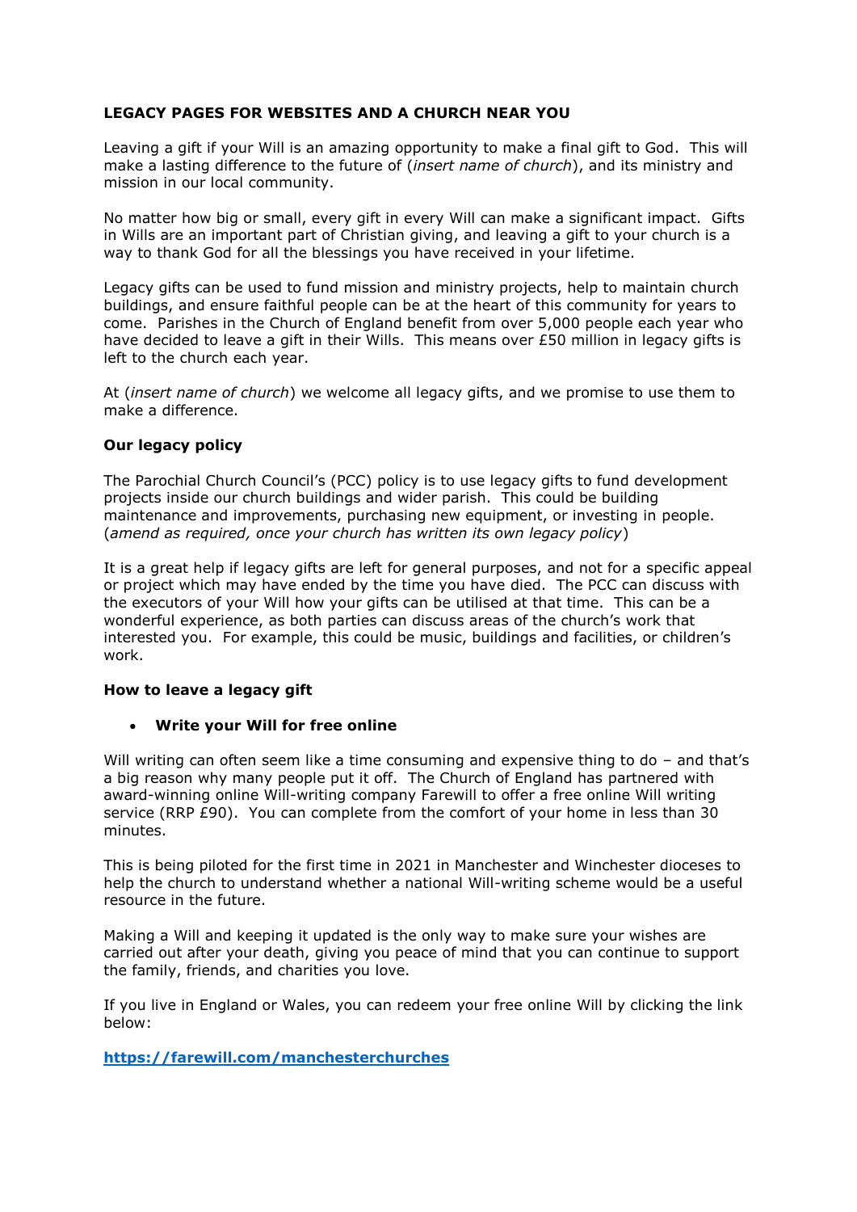**LEGACY PAGES FOR WEBSITES AND A CHURCH NEAR YOU**

Leaving a gift if your Will is an amazing opportunity to make a final gift to God. This will make a lasting difference to the future of (*insert name of church*), and its ministry and mission in our local community.

No matter how big or small, every gift in every Will can make a significant impact. Gifts in Wills are an important part of Christian giving, and leaving a gift to your church is a way to thank God for all the blessings you have received in your lifetime.

Legacy gifts can be used to fund mission and ministry projects, help to maintain church buildings, and ensure faithful people can be at the heart of this community for years to come. Parishes in the Church of England benefit from over 5,000 people each year who have decided to leave a gift in their Wills. This means over £50 million in legacy gifts is left to the church each year.

At (*insert name of church*) we welcome all legacy gifts, and we promise to use them to make a difference.

**Our legacy policy**

The Parochial Church Council's (PCC) policy is to use legacy gifts to fund development projects inside our church buildings and wider parish. This could be building maintenance and improvements, purchasing new equipment, or investing in people. (*amend as required, once your church has written its own legacy policy*)

It is a great help if legacy gifts are left for general purposes, and not for a specific appeal or project which may have ended by the time you have died. The PCC can discuss with the executors of your Will how your gifts can be utilised at that time. This can be a wonderful experience, as both parties can discuss areas of the church's work that interested you. For example, this could be music, buildings and facilities, or children's work.

**How to leave a legacy gift**

- **Write your Will for free online**

Will writing can often seem like a time consuming and expensive thing to do – and that's a big reason why many people put it off. The Church of England has partnered with award-winning online Will-writing company Farewill to offer a free online Will writing service (RRP £90). You can complete from the comfort of your home in less than 30 minutes.

This is being piloted for the first time in 2021 in Manchester and Winchester dioceses to help the church to understand whether a national Will-writing scheme would be a useful resource in the future.

Making a Will and keeping it updated is the only way to make sure your wishes are carried out after your death, giving you peace of mind that you can continue to support the family, friends, and charities you love.

If you live in England or Wales, you can redeem your free online Will by clicking the link below:

**https://farewill.com/manchesterchurches**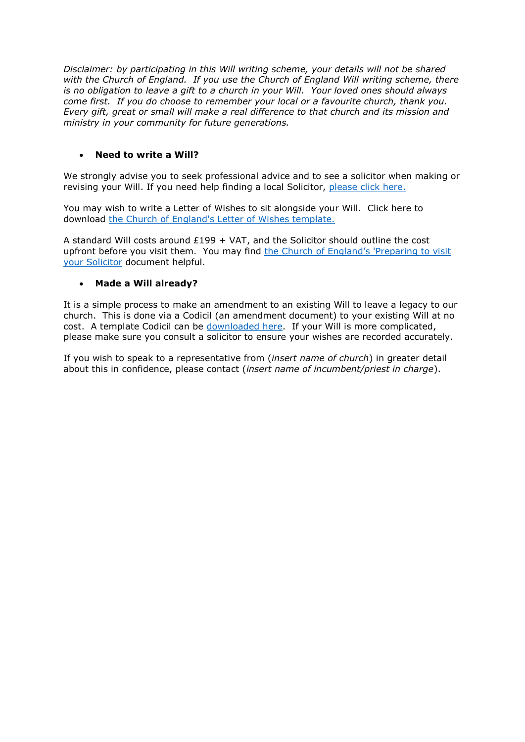*Disclaimer: by participating in this Will writing scheme, your details will not be shared with the Church of England. If you use the Church of England Will writing scheme, there is no obligation to leave a gift to a church in your Will. Your loved ones should always come first. If you do choose to remember your local or a favourite church, thank you. Every gift, great or small will make a real difference to that church and its mission and ministry in your community for future generations.*

- **Need to write a Will?**

We strongly advise you to seek professional advice and to see a solicitor when making or revising your Will. If you need help finding a local Solicitor, please click here.

You may wish to write a Letter of Wishes to sit alongside your Will. Click here to download the Church of England's Letter of Wishes template.

A standard Will costs around £199 + VAT, and the Solicitor should outline the cost upfront before you visit them. You may find the Church of England's 'Preparing to visit your Solicitor document helpful.

- **Made a Will already?**

It is a simple process to make an amendment to an existing Will to leave a legacy to our church. This is done via a Codicil (an amendment document) to your existing Will at no cost. A template Codicil can be downloaded here. If your Will is more complicated, please make sure you consult a solicitor to ensure your wishes are recorded accurately.

If you wish to speak to a representative from (*insert name of church*) in greater detail about this in confidence, please contact (*insert name of incumbent/priest in charge*).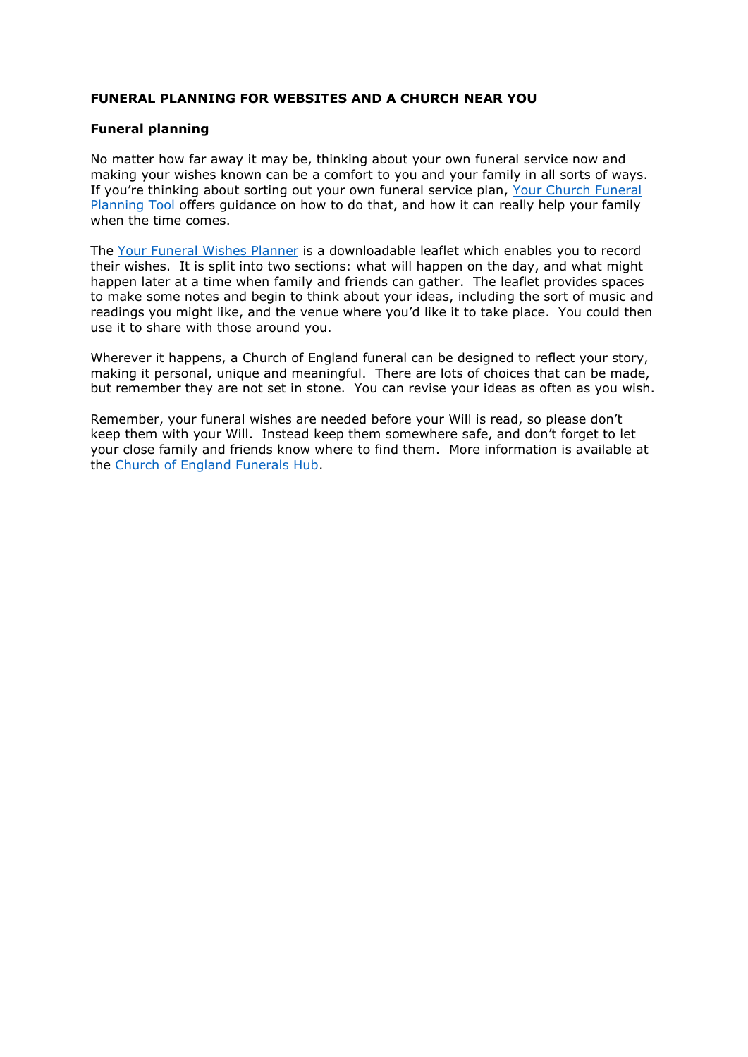**FUNERAL PLANNING FOR WEBSITES AND A CHURCH NEAR YOU**

**Funeral planning**

No matter how far away it may be, thinking about your own funeral service now and making your wishes known can be a comfort to you and your family in all sorts of ways. If you're thinking about sorting out your own funeral service plan, Your Church Funeral Planning Tool offers guidance on how to do that, and how it can really help your family when the time comes.

The Your Funeral Wishes Planner is a downloadable leaflet which enables you to record their wishes. It is split into two sections: what will happen on the day, and what might happen later at a time when family and friends can gather. The leaflet provides spaces to make some notes and begin to think about your ideas, including the sort of music and readings you might like, and the venue where you'd like it to take place. You could then use it to share with those around you.

Wherever it happens, a Church of England funeral can be designed to reflect your story, making it personal, unique and meaningful. There are lots of choices that can be made, but remember they are not set in stone. You can revise your ideas as often as you wish.

Remember, your funeral wishes are needed before your Will is read, so please don't keep them with your Will. Instead keep them somewhere safe, and don't forget to let your close family and friends know where to find them. More information is available at the Church of England Funerals Hub.